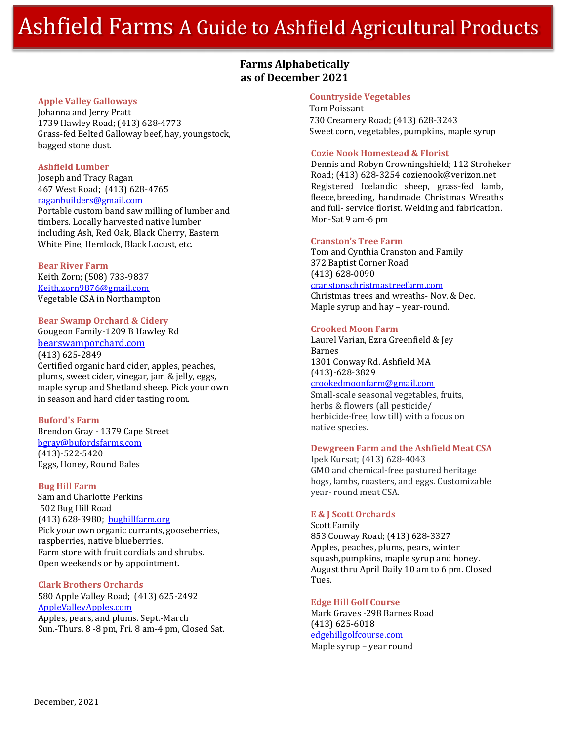# Ashfield Farms A Guide to Ashfield Agricultural Products

## Farms Alphabetically as of December 2021

### Apple Valley Galloways

Johanna and Jerry Pratt
1739 Hawley Road; (413) 628-4773
Grass-fed Belted Galloway beef, hay, youngstock, bagged stone dust.

### Ashfield Lumber

Joseph and Tracy Ragan
467 West Road; (413) 628-4765
raganbuilders@gmail.com
Portable custom band saw milling of lumber and timbers. Locally harvested native lumber including Ash, Red Oak, Black Cherry, Eastern White Pine, Hemlock, Black Locust, etc.

### Bear River Farm

Keith Zorn; (508) 733-9837
Keith.zorn9876@gmail.com
Vegetable CSA in Northampton

### Bear Swamp Orchard & Cidery

Gougeon Family-1209 B Hawley Rd
bearswamporchard.com
(413) 625-2849
Certified organic hard cider, apples, peaches, plums, sweet cider, vinegar, jam & jelly, eggs, maple syrup and Shetland sheep. Pick your own in season and hard cider tasting room.

### Buford's Farm

Brendon Gray - 1379 Cape Street
bgray@bufordsfarms.com
(413)-522-5420
Eggs, Honey, Round Bales

### Bug Hill Farm

Sam and Charlotte Perkins
502 Bug Hill Road
(413) 628-3980; bughillfarm.org
Pick your own organic currants, gooseberries, raspberries, native blueberries.
Farm store with fruit cordials and shrubs.
Open weekends or by appointment.

### Clark Brothers Orchards

580 Apple Valley Road; (413) 625-2492
AppleValleyApples.com
Apples, pears, and plums. Sept.-March
Sun.-Thurs. 8 -8 pm, Fri. 8 am-4 pm, Closed Sat.

### Countryside Vegetables

Tom Poissant
730 Creamery Road; (413) 628-3243
Sweet corn, vegetables, pumpkins, maple syrup

### Cozie Nook Homestead & Florist

Dennis and Robyn Crowningshield; 112 Stroheker Road; (413) 628-3254 cozienook@verizon.net
Registered Icelandic sheep, grass-fed lamb, fleece, breeding, handmade Christmas Wreaths and full- service florist. Welding and fabrication.
Mon-Sat 9 am-6 pm

### Cranston's Tree Farm

Tom and Cynthia Cranston and Family
372 Baptist Corner Road
(413) 628-0090
cranstonschristmastreefarm.com
Christmas trees and wreaths- Nov. & Dec.
Maple syrup and hay – year-round.

### Crooked Moon Farm

Laurel Varian, Ezra Greenfield & Jey Barnes
1301 Conway Rd. Ashfield MA
(413)-628-3829
crookedmoonfarm@gmail.com
Small-scale seasonal vegetables, fruits, herbs & flowers (all pesticide/ herbicide-free, low till) with a focus on native species.

### Dewgreen Farm and the Ashfield Meat CSA

Ipek Kursat; (413) 628-4043
GMO and chemical-free pastured heritage hogs, lambs, roasters, and eggs. Customizable year- round meat CSA.

### E & J Scott Orchards

Scott Family
853 Conway Road; (413) 628-3327
Apples, peaches, plums, pears, winter squash, pumpkins, maple syrup and honey.
August thru April Daily 10 am to 6 pm. Closed Tues.

### Edge Hill Golf Course

Mark Graves -298 Barnes Road
(413) 625-6018
edgehillgolfcourse.com
Maple syrup – year round

December, 2021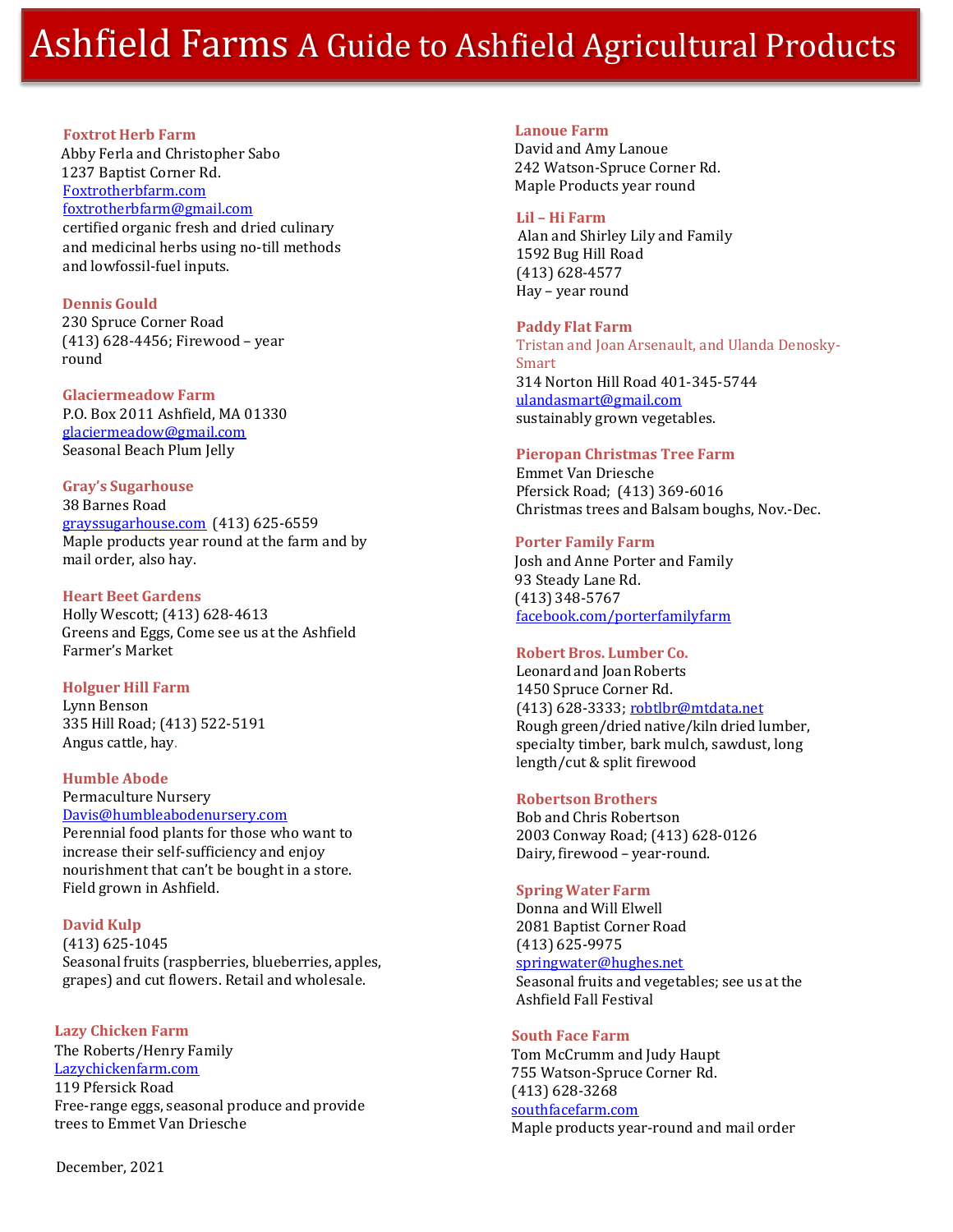# Ashfield Farms A Guide to Ashfield Agricultural Products

### Foxtrot Herb Farm

Abby Ferla and Christopher Sabo
1237 Baptist Corner Rd.
Foxtrotherbfarm.com
foxtrotherbfarm@gmail.com
certified organic fresh and dried culinary and medicinal herbs using no-till methods and lowfossil-fuel inputs.

### Dennis Gould

230 Spruce Corner Road
(413) 628-4456; Firewood – year round

### Glaciermeadow Farm

P.O. Box 2011 Ashfield, MA 01330
glaciermeadow@gmail.com
Seasonal Beach Plum Jelly

### Gray's Sugarhouse

38 Barnes Road
grayssugarhouse.com (413) 625-6559
Maple products year round at the farm and by mail order, also hay.

### Heart Beet Gardens

Holly Wescott; (413) 628-4613
Greens and Eggs, Come see us at the Ashfield Farmer's Market

### Holguer Hill Farm

Lynn Benson
335 Hill Road; (413) 522-5191
Angus cattle, hay.

### Humble Abode

Permaculture Nursery
Davis@humbleabodenursery.com
Perennial food plants for those who want to increase their self-sufficiency and enjoy nourishment that can't be bought in a store. Field grown in Ashfield.

### David Kulp

(413) 625-1045
Seasonal fruits (raspberries, blueberries, apples, grapes) and cut flowers. Retail and wholesale.

### Lazy Chicken Farm

The Roberts/Henry Family
Lazychickenfarm.com
119 Pfersick Road
Free-range eggs, seasonal produce and provide trees to Emmet Van Driesche

### Lanoue Farm

David and Amy Lanoue
242 Watson-Spruce Corner Rd.
Maple Products year round

### Lil – Hi Farm

Alan and Shirley Lily and Family
1592 Bug Hill Road
(413) 628-4577
Hay – year round

### Paddy Flat Farm

Tristan and Joan Arsenault, and Ulanda Denosky-Smart
314 Norton Hill Road 401-345-5744
ulandasmart@gmail.com
sustainably grown vegetables.

### Pieropan Christmas Tree Farm

Emmet Van Driesche
Pfersick Road; (413) 369-6016
Christmas trees and Balsam boughs, Nov.-Dec.

### Porter Family Farm

Josh and Anne Porter and Family
93 Steady Lane Rd.
(413) 348-5767
facebook.com/porterfamilyfarm

### Robert Bros. Lumber Co.

Leonard and Joan Roberts
1450 Spruce Corner Rd.
(413) 628-3333; robtlbr@mtdata.net
Rough green/dried native/kiln dried lumber, specialty timber, bark mulch, sawdust, long length/cut & split firewood

### Robertson Brothers

Bob and Chris Robertson
2003 Conway Road; (413) 628-0126
Dairy, firewood – year-round.

### Spring Water Farm

Donna and Will Elwell
2081 Baptist Corner Road
(413) 625-9975
springwater@hughes.net
Seasonal fruits and vegetables; see us at the Ashfield Fall Festival

### South Face Farm

Tom McCrumm and Judy Haupt
755 Watson-Spruce Corner Rd.
(413) 628-3268
southfacefarm.com
Maple products year-round and mail order

December, 2021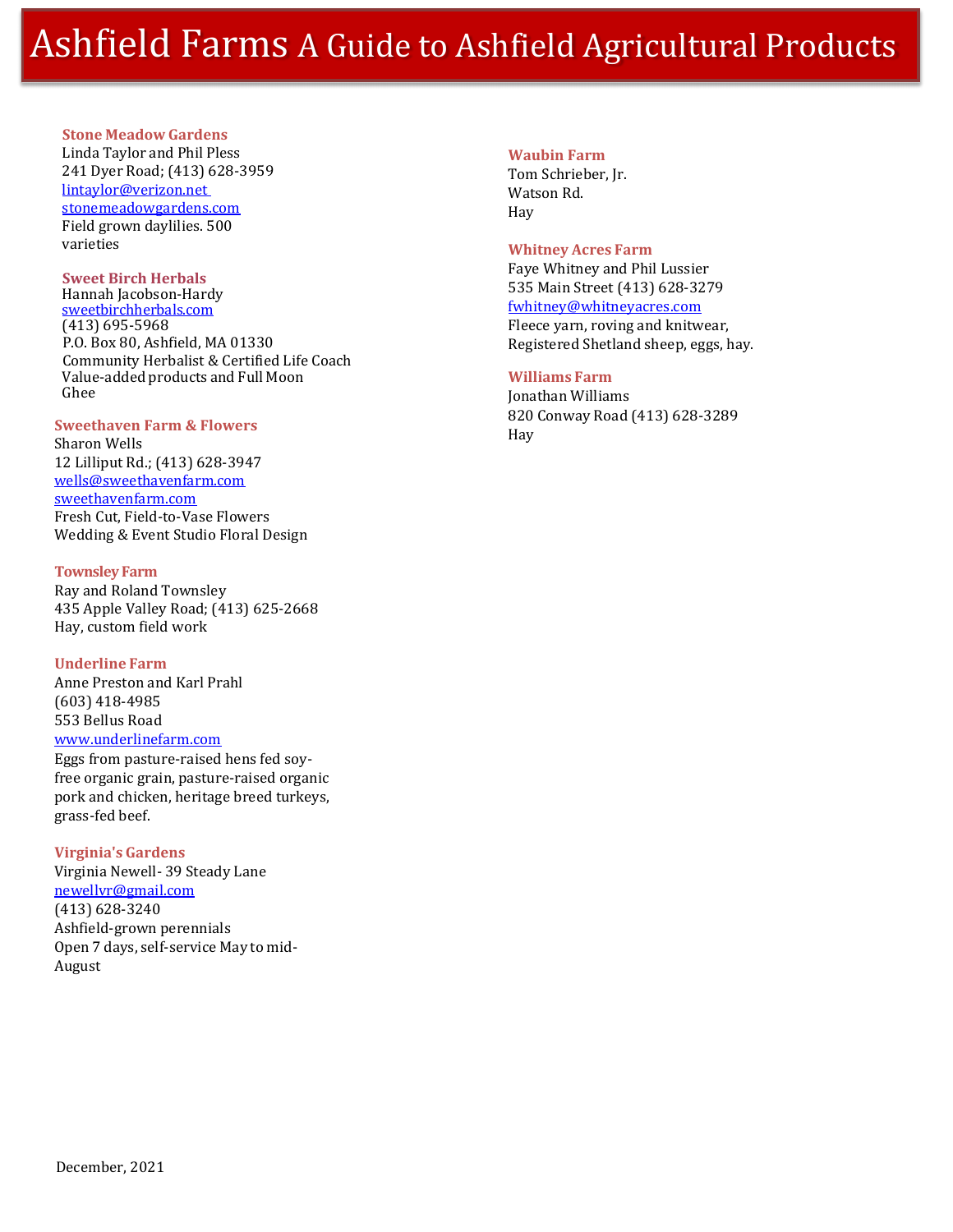# Ashfield Farms A Guide to Ashfield Agricultural Products

### Stone Meadow Gardens

Linda Taylor and Phil Pless
241 Dyer Road; (413) 628-3959
lintaylor@verizon.net
stonemeadowgardens.com
Field grown daylilies. 500 varieties

### Sweet Birch Herbals

Hannah Jacobson-Hardy
sweetbirchherbals.com
(413) 695-5968
P.O. Box 80, Ashfield, MA 01330
Community Herbalist & Certified Life Coach
Value-added products and Full Moon Ghee

### Sweethaven Farm & Flowers

Sharon Wells
12 Lilliput Rd.; (413) 628-3947
wells@sweethavenfarm.com
sweethavenfarm.com
Fresh Cut, Field-to-Vase Flowers
Wedding & Event Studio Floral Design

### Townsley Farm

Ray and Roland Townsley
435 Apple Valley Road; (413) 625-2668
Hay, custom field work

### Underline Farm

Anne Preston and Karl Prahl
(603) 418-4985
553 Bellus Road
www.underlinefarm.com
Eggs from pasture-raised hens fed soy-free organic grain, pasture-raised organic pork and chicken, heritage breed turkeys, grass-fed beef.

### Virginia's Gardens

Virginia Newell- 39 Steady Lane
newellvr@gmail.com
(413) 628-3240
Ashfield-grown perennials
Open 7 days, self-service May to mid-August

### Waubin Farm

Tom Schrieber, Jr.
Watson Rd.
Hay

### Whitney Acres Farm

Faye Whitney and Phil Lussier
535 Main Street (413) 628-3279
fwhitney@whitneyacres.com
Fleece yarn, roving and knitwear, Registered Shetland sheep, eggs, hay.

### Williams Farm

Jonathan Williams
820 Conway Road (413) 628-3289
Hay

December, 2021